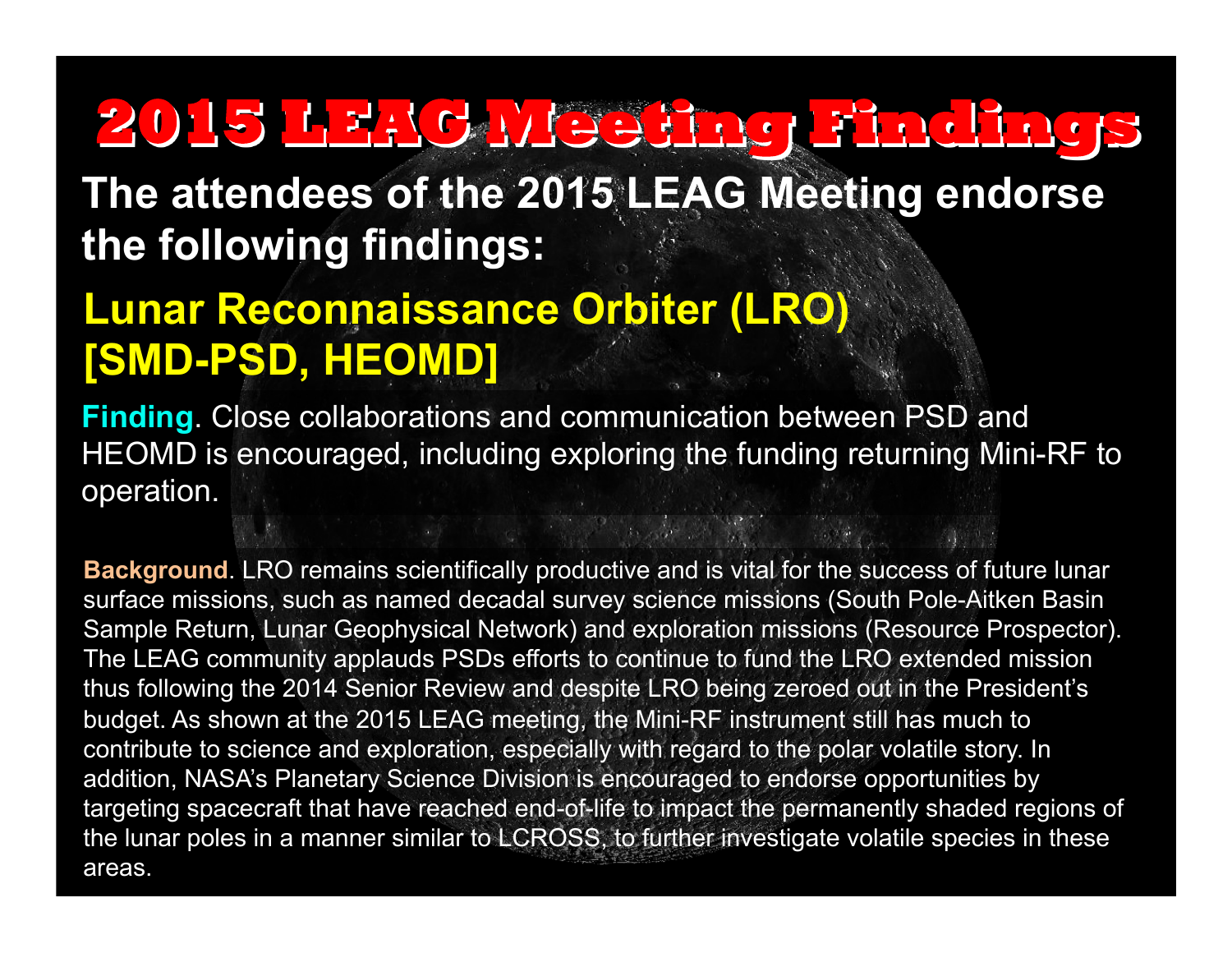# 2015 LEAG Meeting Findings

**The attendees of the 2015 LEAG Meeting endorse the following findings:**

## Lunar Reconnaissance Orbiter (LRO) [SMD-PSD, HEOMD]

**Finding**. Close collaborations and communication between PSD and HEOMD is encouraged, including exploring the funding returning Mini-RF to operation.

**Background**. LRO remains scientifically productive and is vital for the success of future lunar surface missions, such as named decadal survey science missions (South Pole-Aitken Basin Sample Return, Lunar Geophysical Network) and exploration missions (Resource Prospector). The LEAG community applauds PSDs efforts to continue to fund the LRO extended mission thus following the 2014 Senior Review and despite LRO being zeroed out in the President's budget. As shown at the 2015 LEAG meeting, the Mini-RF instrument still has much to contribute to science and exploration, especially with regard to the polar volatile story. In addition, NASA's Planetary Science Division is encouraged to endorse opportunities by targeting spacecraft that have reached end-of-life to impact the permanently shaded regions of the lunar poles in a manner similar to LCROSS, to further investigate volatile species in these areas.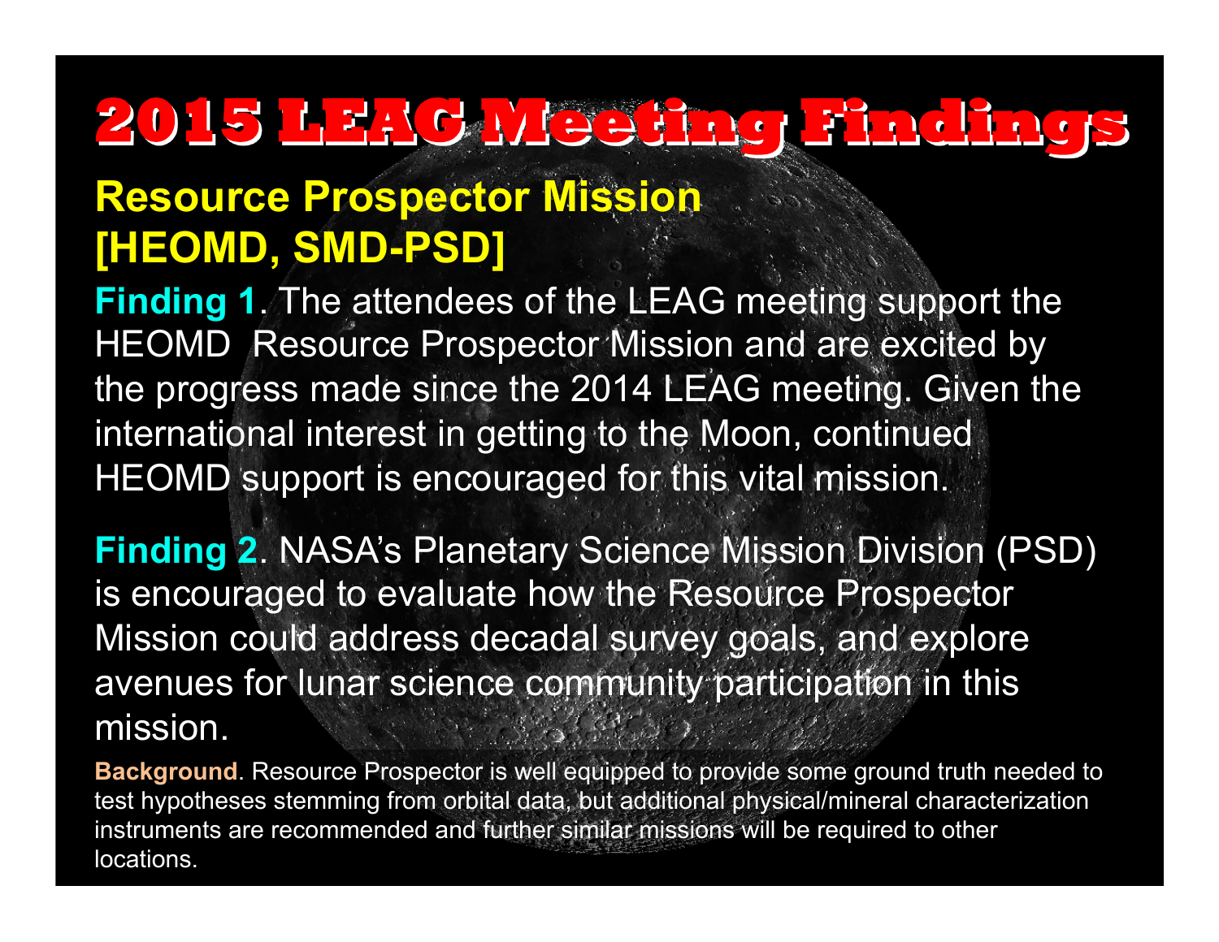# 2015 LEAG Meeting Findings

## Resource Prospector Mission [HEOMD, SMD-PSD]

**Finding 1**. The attendees of the LEAG meeting support the HEOMD Resource Prospector Mission and are excited by the progress made since the 2014 LEAG meeting. Given the international interest in getting to the Moon, continued HEOMD support is encouraged for this vital mission.

**Finding 2**. NASA's Planetary Science Mission Division (PSD) is encouraged to evaluate how the Resource Prospector Mission could address decadal survey goals, and explore avenues for lunar science community participation in this mission.

**Background**. Resource Prospector is well equipped to provide some ground truth needed to test hypotheses stemming from orbital data, but additional physical/mineral characterization instruments are recommended and further similar missions will be required to other locations.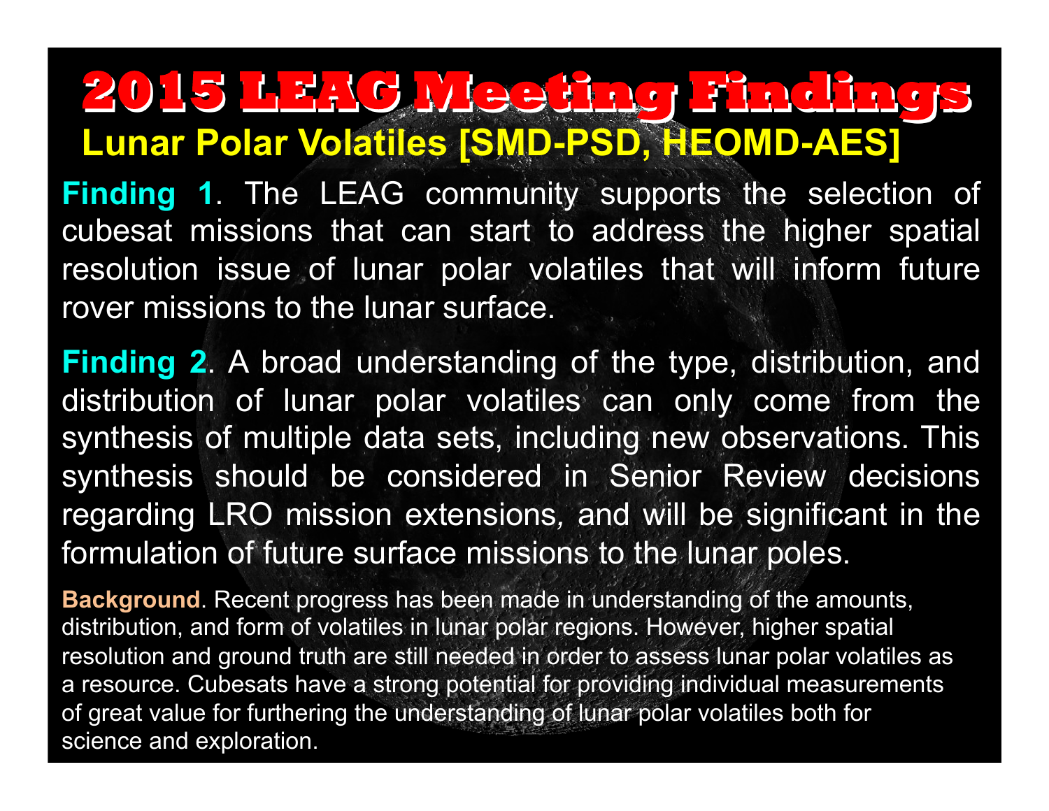# 2015 LEAG Meeting Findings

## Lunar Polar Volatiles [SMD-PSD, HEOMD-AES]

**Finding 1**. The LEAG community supports the selection of cubesat missions that can start to address the higher spatial resolution issue of lunar polar volatiles that will inform future rover missions to the lunar surface.

**Finding 2**. A broad understanding of the type, distribution, and distribution of lunar polar volatiles can only come from the synthesis of multiple data sets, including new observations. This synthesis should be considered in Senior Review decisions regarding LRO mission extensions, and will be significant in the formulation of future surface missions to the lunar poles.

**Background**. Recent progress has been made in understanding of the amounts, distribution, and form of volatiles in lunar polar regions. However, higher spatial resolution and ground truth are still needed in order to assess lunar polar volatiles as a resource. Cubesats have a strong potential for providing individual measurements of great value for furthering the understanding of lunar polar volatiles both for science and exploration.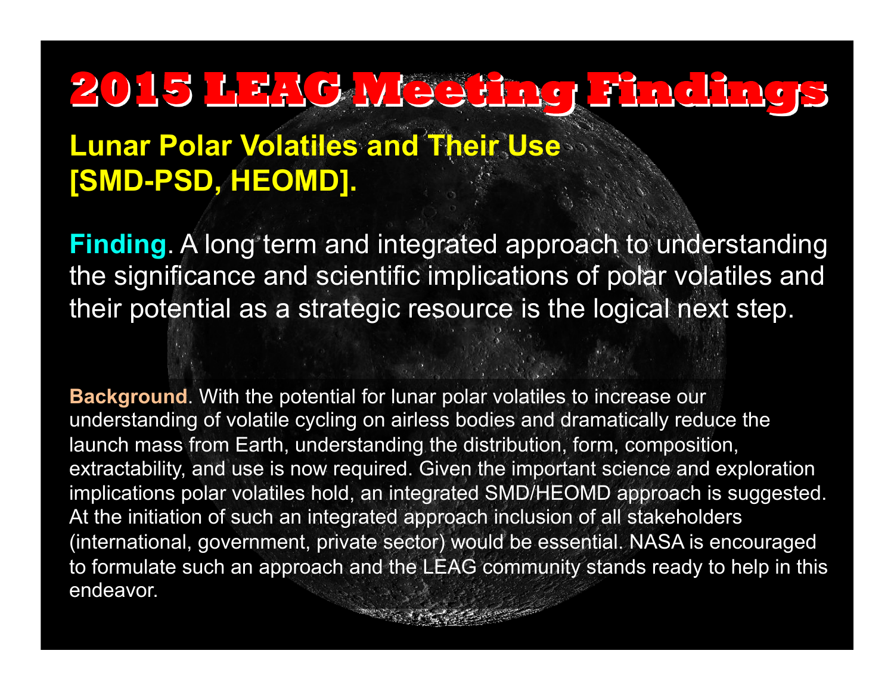# 2015 LEAG Meeting Findings

## Lunar Polar Volatiles and Their Use [SMD-PSD, HEOMD].

**Finding**. A long term and integrated approach to understanding the significance and scientific implications of polar volatiles and their potential as a strategic resource is the logical next step.

**Background**. With the potential for lunar polar volatiles to increase our understanding of volatile cycling on airless bodies and dramatically reduce the launch mass from Earth, understanding the distribution, form, composition, extractability, and use is now required. Given the important science and exploration implications polar volatiles hold, an integrated SMD/HEOMD approach is suggested. At the initiation of such an integrated approach inclusion of all stakeholders (international, government, private sector) would be essential. NASA is encouraged to formulate such an approach and the LEAG community stands ready to help in this endeavor.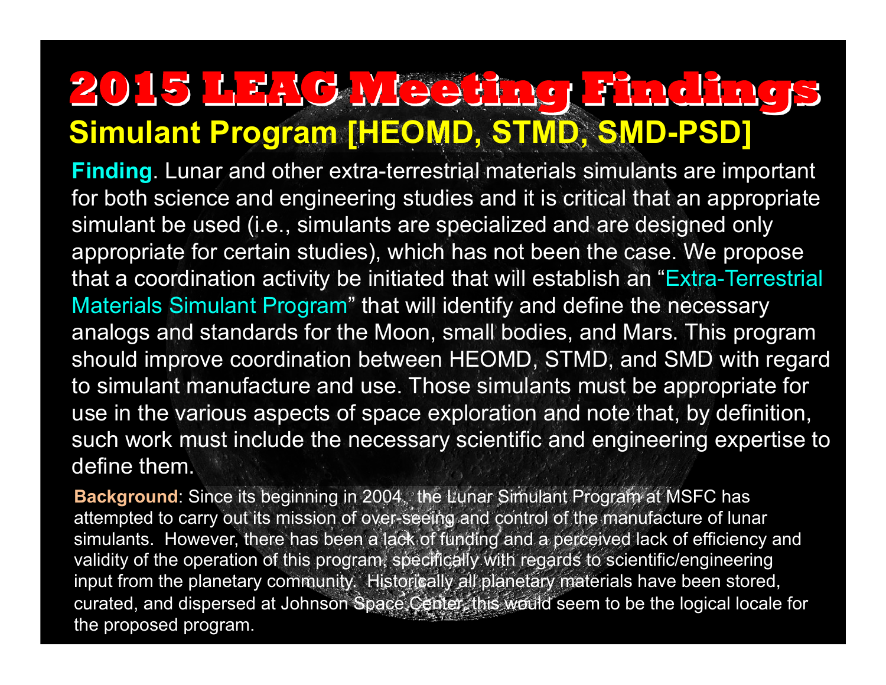# 2015 LEAG Meeting Findings

## Simulant Program [HEOMD, STMD, SMD-PSD]

**Finding**. Lunar and other extra-terrestrial materials simulants are important for both science and engineering studies and it is critical that an appropriate simulant be used (i.e., simulants are specialized and are designed only appropriate for certain studies), which has not been the case. We propose that a coordination activity be initiated that will establish an "Extra-Terrestrial Materials Simulant Program" that will identify and define the necessary analogs and standards for the Moon, small bodies, and Mars. This program should improve coordination between HEOMD, STMD, and SMD with regard to simulant manufacture and use. Those simulants must be appropriate for use in the various aspects of space exploration and note that, by definition, such work must include the necessary scientific and engineering expertise to define them.

**Background**: Since its beginning in 2004, the Lunar Simulant Program at MSFC has attempted to carry out its mission of over-seeing and control of the manufacture of lunar simulants. However, there has been a lack of funding and a perceived lack of efficiency and validity of the operation of this program, specifically with regards to scientific/engineering input from the planetary community. Historically all planetary materials have been stored, curated, and dispersed at Johnson Space Center, this would seem to be the logical locale for the proposed program.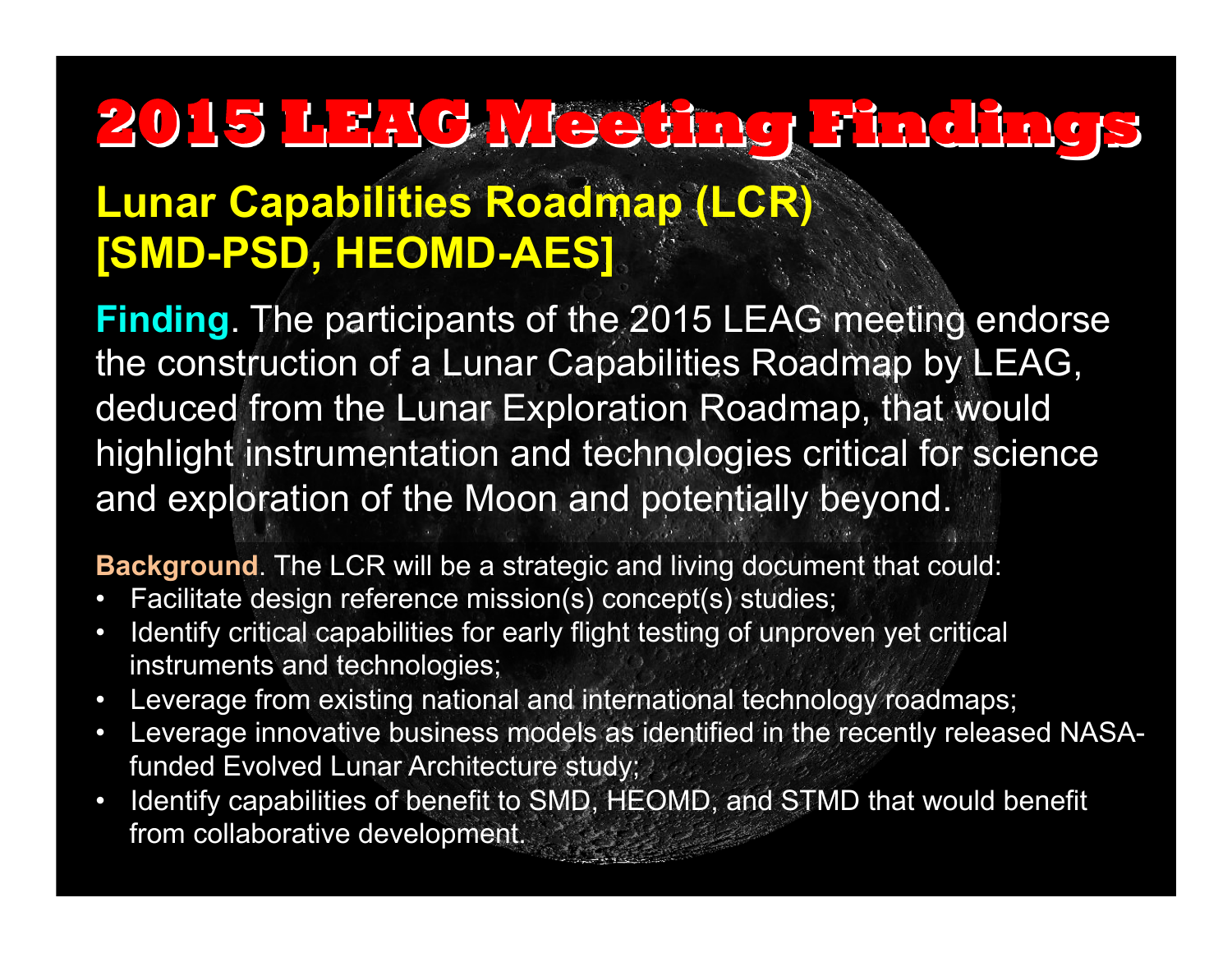# 2015 LEAG Meeting Findings

## Lunar Capabilities Roadmap (LCR) [SMD-PSD, HEOMD-AES]

**Finding**. The participants of the 2015 LEAG meeting endorse the construction of a Lunar Capabilities Roadmap by LEAG, deduced from the Lunar Exploration Roadmap, that would highlight instrumentation and technologies critical for science and exploration of the Moon and potentially beyond.

**Background**. The LCR will be a strategic and living document that could:

- Facilitate design reference mission(s) concept(s) studies;
- Identify critical capabilities for early flight testing of unproven yet critical instruments and technologies;
- Leverage from existing national and international technology roadmaps;
- Leverage innovative business models as identified in the recently released NASA-funded Evolved Lunar Architecture study;
- Identify capabilities of benefit to SMD, HEOMD, and STMD that would benefit from collaborative development.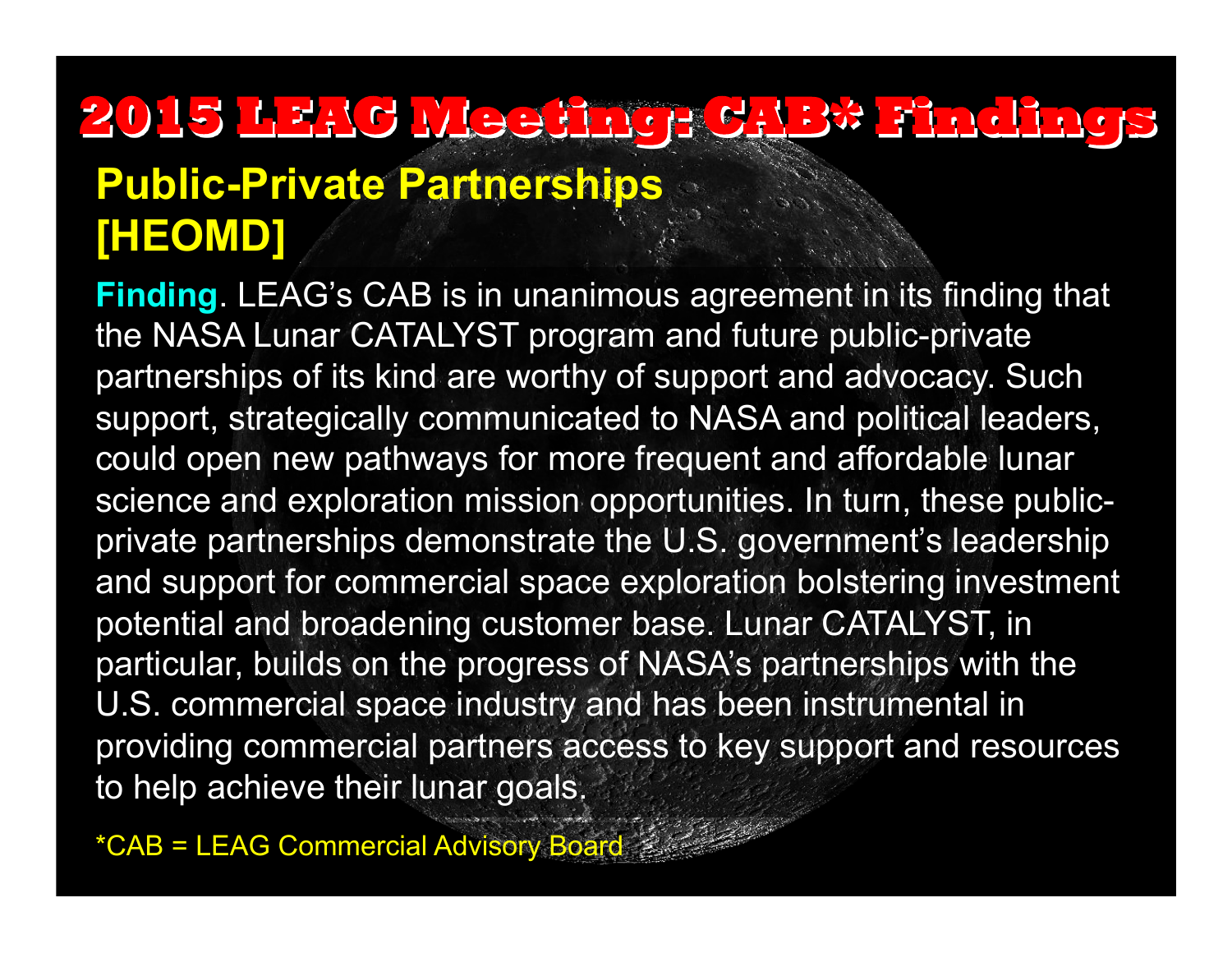# 2015 LEAG Meeting: CAB* Findings

## Public-Private Partnerships [HEOMD]

**Finding**. LEAG's CAB is in unanimous agreement in its finding that the NASA Lunar CATALYST program and future public-private partnerships of its kind are worthy of support and advocacy. Such support, strategically communicated to NASA and political leaders, could open new pathways for more frequent and affordable lunar science and exploration mission opportunities. In turn, these public-private partnerships demonstrate the U.S. government's leadership and support for commercial space exploration bolstering investment potential and broadening customer base. Lunar CATALYST, in particular, builds on the progress of NASA's partnerships with the U.S. commercial space industry and has been instrumental in providing commercial partners access to key support and resources to help achieve their lunar goals.

*CAB = LEAG Commercial Advisory Board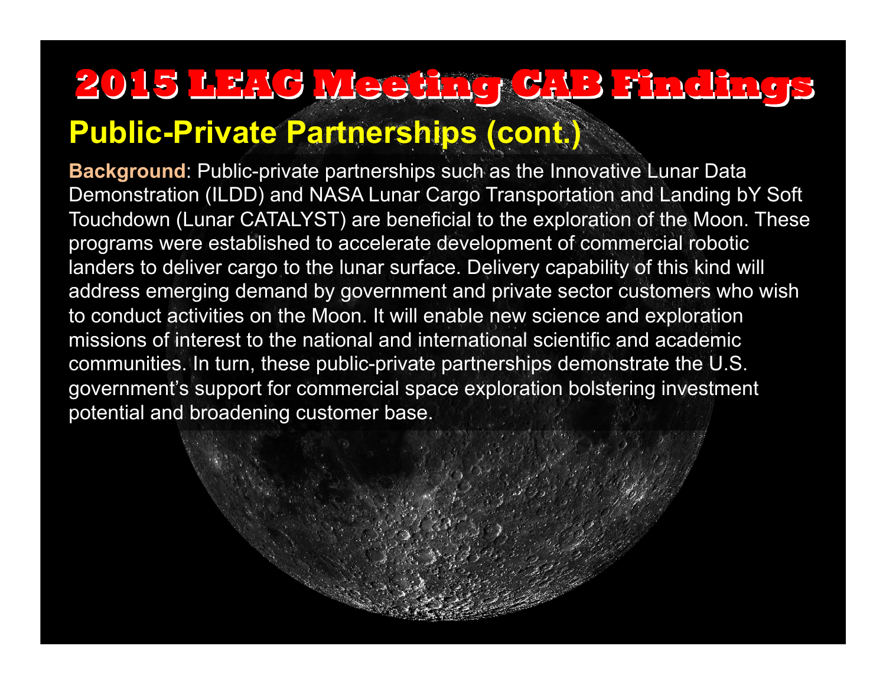# 2015 LEAG Meeting CAB Findings

## Public-Private Partnerships (cont.)

**Background**: Public-private partnerships such as the Innovative Lunar Data Demonstration (ILDD) and NASA Lunar Cargo Transportation and Landing bY Soft Touchdown (Lunar CATALYST) are beneficial to the exploration of the Moon. These programs were established to accelerate development of commercial robotic landers to deliver cargo to the lunar surface. Delivery capability of this kind will address emerging demand by government and private sector customers who wish to conduct activities on the Moon. It will enable new science and exploration missions of interest to the national and international scientific and academic communities. In turn, these public-private partnerships demonstrate the U.S. government's support for commercial space exploration bolstering investment potential and broadening customer base.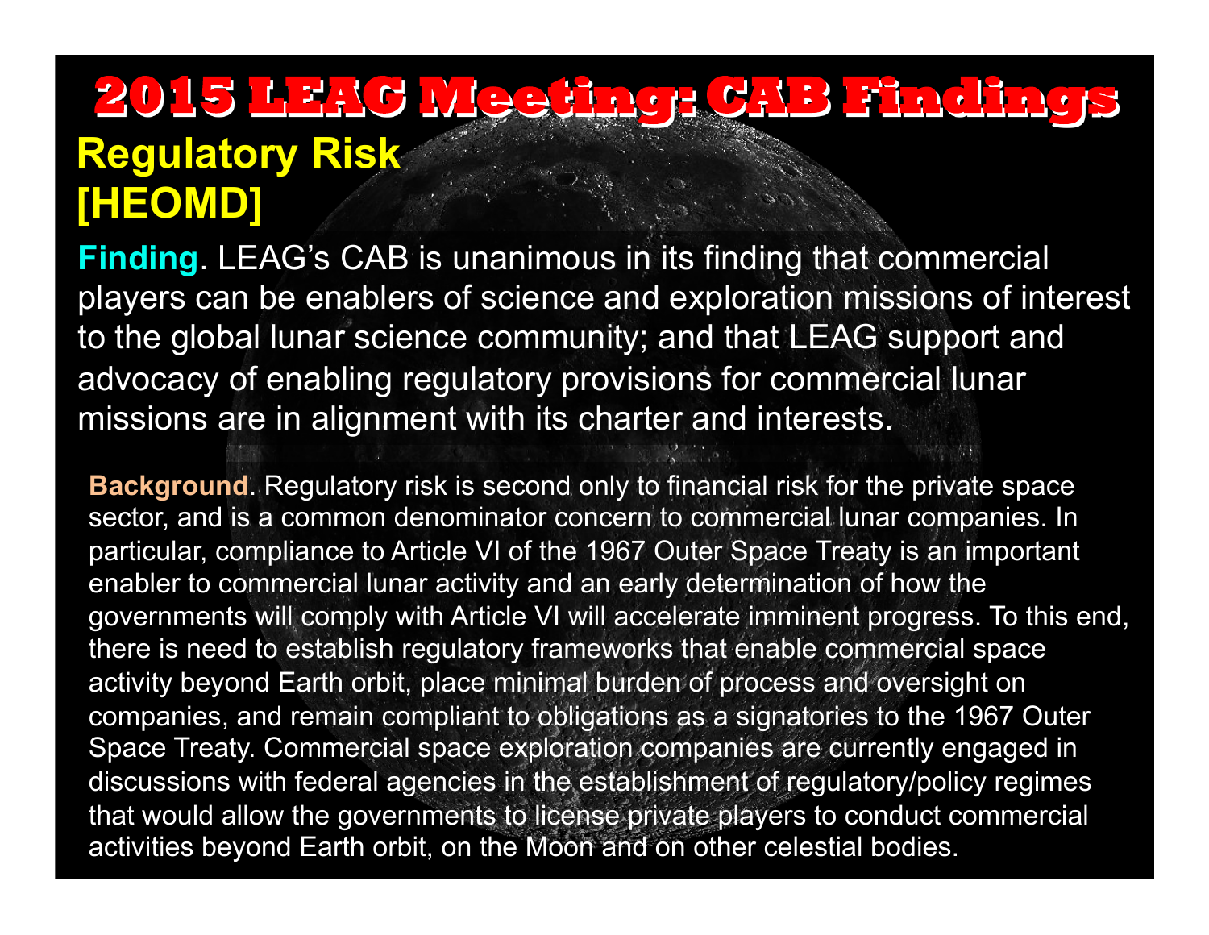# 2015 LEAG Meeting: CAB Findings

## Regulatory Risk
## [HEOMD]

**Finding**. LEAG's CAB is unanimous in its finding that commercial players can be enablers of science and exploration missions of interest to the global lunar science community; and that LEAG support and advocacy of enabling regulatory provisions for commercial lunar missions are in alignment with its charter and interests.

**Background**. Regulatory risk is second only to financial risk for the private space sector, and is a common denominator concern to commercial lunar companies. In particular, compliance to Article VI of the 1967 Outer Space Treaty is an important enabler to commercial lunar activity and an early determination of how the governments will comply with Article VI will accelerate imminent progress. To this end, there is need to establish regulatory frameworks that enable commercial space activity beyond Earth orbit, place minimal burden of process and oversight on companies, and remain compliant to obligations as a signatories to the 1967 Outer Space Treaty. Commercial space exploration companies are currently engaged in discussions with federal agencies in the establishment of regulatory/policy regimes that would allow the governments to license private players to conduct commercial activities beyond Earth orbit, on the Moon and on other celestial bodies.